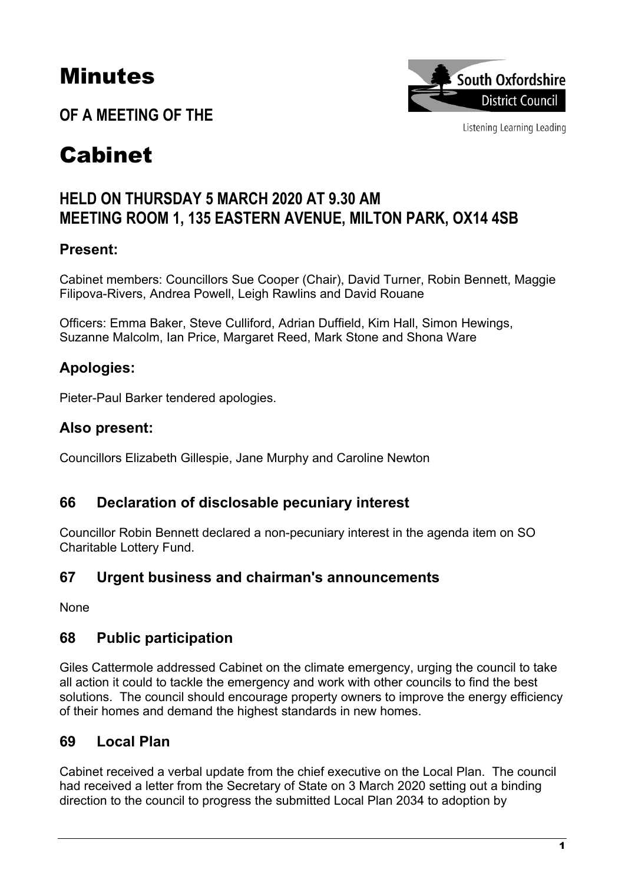# Minutes

## OF A MEETING OF THE

# Cabinet

## HELD ON THURSDAY 5 MARCH 2020 AT 9.30 AM
## MEETING ROOM 1, 135 EASTERN AVENUE, MILTON PARK, OX14 4SB

### Present:

Cabinet members: Councillors Sue Cooper (Chair), David Turner, Robin Bennett, Maggie Filipova-Rivers, Andrea Powell, Leigh Rawlins and David Rouane

Officers: Emma Baker, Steve Culliford, Adrian Duffield, Kim Hall, Simon Hewings, Suzanne Malcolm, Ian Price, Margaret Reed, Mark Stone and Shona Ware

### Apologies:

Pieter-Paul Barker tendered apologies.

### Also present:

Councillors Elizabeth Gillespie, Jane Murphy and Caroline Newton

## 66 Declaration of disclosable pecuniary interest

Councillor Robin Bennett declared a non-pecuniary interest in the agenda item on SO Charitable Lottery Fund.

## 67 Urgent business and chairman's announcements

None

## 68 Public participation

Giles Cattermole addressed Cabinet on the climate emergency, urging the council to take all action it could to tackle the emergency and work with other councils to find the best solutions. The council should encourage property owners to improve the energy efficiency of their homes and demand the highest standards in new homes.

## 69 Local Plan

Cabinet received a verbal update from the chief executive on the Local Plan. The council had received a letter from the Secretary of State on 3 March 2020 setting out a binding direction to the council to progress the submitted Local Plan 2034 to adoption by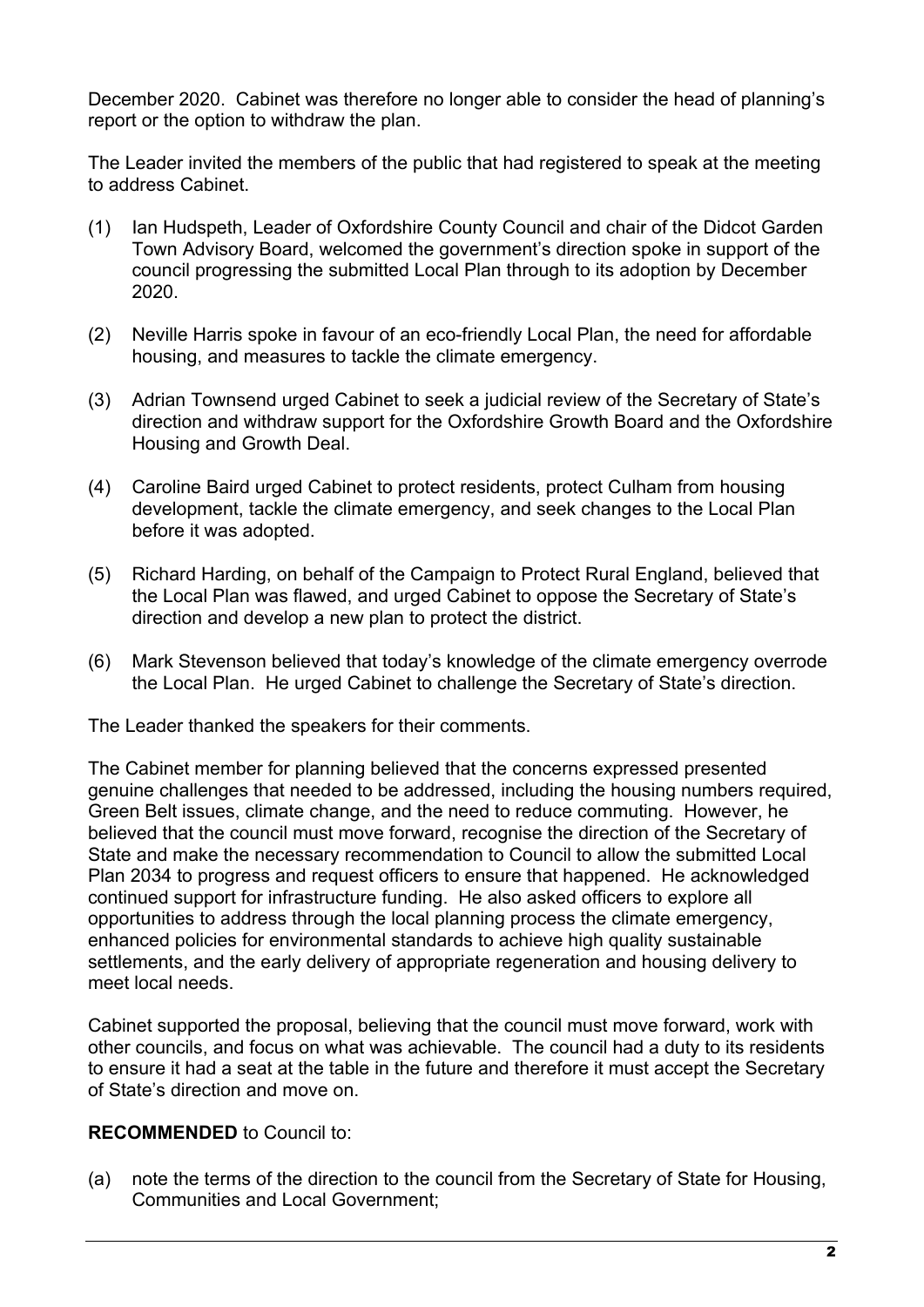December 2020. Cabinet was therefore no longer able to consider the head of planning's report or the option to withdraw the plan.

The Leader invited the members of the public that had registered to speak at the meeting to address Cabinet.

(1) Ian Hudspeth, Leader of Oxfordshire County Council and chair of the Didcot Garden Town Advisory Board, welcomed the government's direction spoke in support of the council progressing the submitted Local Plan through to its adoption by December 2020.

(2) Neville Harris spoke in favour of an eco-friendly Local Plan, the need for affordable housing, and measures to tackle the climate emergency.

(3) Adrian Townsend urged Cabinet to seek a judicial review of the Secretary of State's direction and withdraw support for the Oxfordshire Growth Board and the Oxfordshire Housing and Growth Deal.

(4) Caroline Baird urged Cabinet to protect residents, protect Culham from housing development, tackle the climate emergency, and seek changes to the Local Plan before it was adopted.

(5) Richard Harding, on behalf of the Campaign to Protect Rural England, believed that the Local Plan was flawed, and urged Cabinet to oppose the Secretary of State's direction and develop a new plan to protect the district.

(6) Mark Stevenson believed that today's knowledge of the climate emergency overrode the Local Plan. He urged Cabinet to challenge the Secretary of State's direction.

The Leader thanked the speakers for their comments.

The Cabinet member for planning believed that the concerns expressed presented genuine challenges that needed to be addressed, including the housing numbers required, Green Belt issues, climate change, and the need to reduce commuting. However, he believed that the council must move forward, recognise the direction of the Secretary of State and make the necessary recommendation to Council to allow the submitted Local Plan 2034 to progress and request officers to ensure that happened. He acknowledged continued support for infrastructure funding. He also asked officers to explore all opportunities to address through the local planning process the climate emergency, enhanced policies for environmental standards to achieve high quality sustainable settlements, and the early delivery of appropriate regeneration and housing delivery to meet local needs.

Cabinet supported the proposal, believing that the council must move forward, work with other councils, and focus on what was achievable. The council had a duty to its residents to ensure it had a seat at the table in the future and therefore it must accept the Secretary of State's direction and move on.

**RECOMMENDED** to Council to:

(a) note the terms of the direction to the council from the Secretary of State for Housing, Communities and Local Government;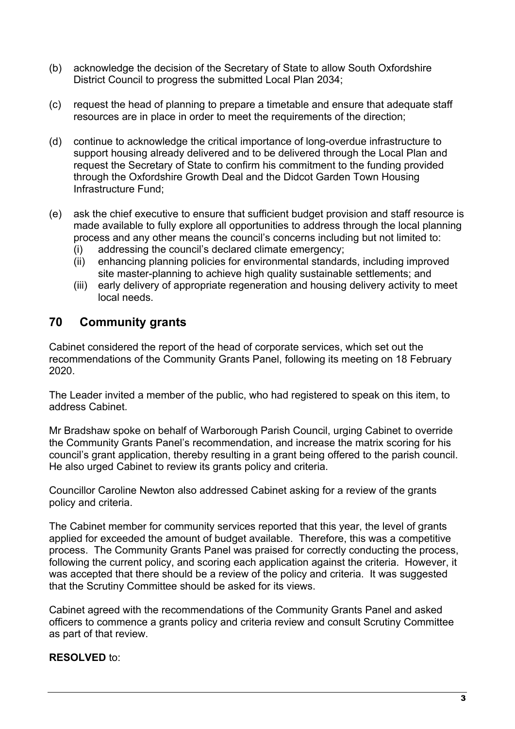(b) acknowledge the decision of the Secretary of State to allow South Oxfordshire District Council to progress the submitted Local Plan 2034;

(c) request the head of planning to prepare a timetable and ensure that adequate staff resources are in place in order to meet the requirements of the direction;

(d) continue to acknowledge the critical importance of long-overdue infrastructure to support housing already delivered and to be delivered through the Local Plan and request the Secretary of State to confirm his commitment to the funding provided through the Oxfordshire Growth Deal and the Didcot Garden Town Housing Infrastructure Fund;

(e) ask the chief executive to ensure that sufficient budget provision and staff resource is made available to fully explore all opportunities to address through the local planning process and any other means the council's concerns including but not limited to:
   - (i) addressing the council's declared climate emergency;
   - (ii) enhancing planning policies for environmental standards, including improved site master-planning to achieve high quality sustainable settlements; and
   - (iii) early delivery of appropriate regeneration and housing delivery activity to meet local needs.

## 70 Community grants

Cabinet considered the report of the head of corporate services, which set out the recommendations of the Community Grants Panel, following its meeting on 18 February 2020.

The Leader invited a member of the public, who had registered to speak on this item, to address Cabinet.

Mr Bradshaw spoke on behalf of Warborough Parish Council, urging Cabinet to override the Community Grants Panel's recommendation, and increase the matrix scoring for his council's grant application, thereby resulting in a grant being offered to the parish council. He also urged Cabinet to review its grants policy and criteria.

Councillor Caroline Newton also addressed Cabinet asking for a review of the grants policy and criteria.

The Cabinet member for community services reported that this year, the level of grants applied for exceeded the amount of budget available. Therefore, this was a competitive process. The Community Grants Panel was praised for correctly conducting the process, following the current policy, and scoring each application against the criteria. However, it was accepted that there should be a review of the policy and criteria. It was suggested that the Scrutiny Committee should be asked for its views.

Cabinet agreed with the recommendations of the Community Grants Panel and asked officers to commence a grants policy and criteria review and consult Scrutiny Committee as part of that review.

**RESOLVED** to: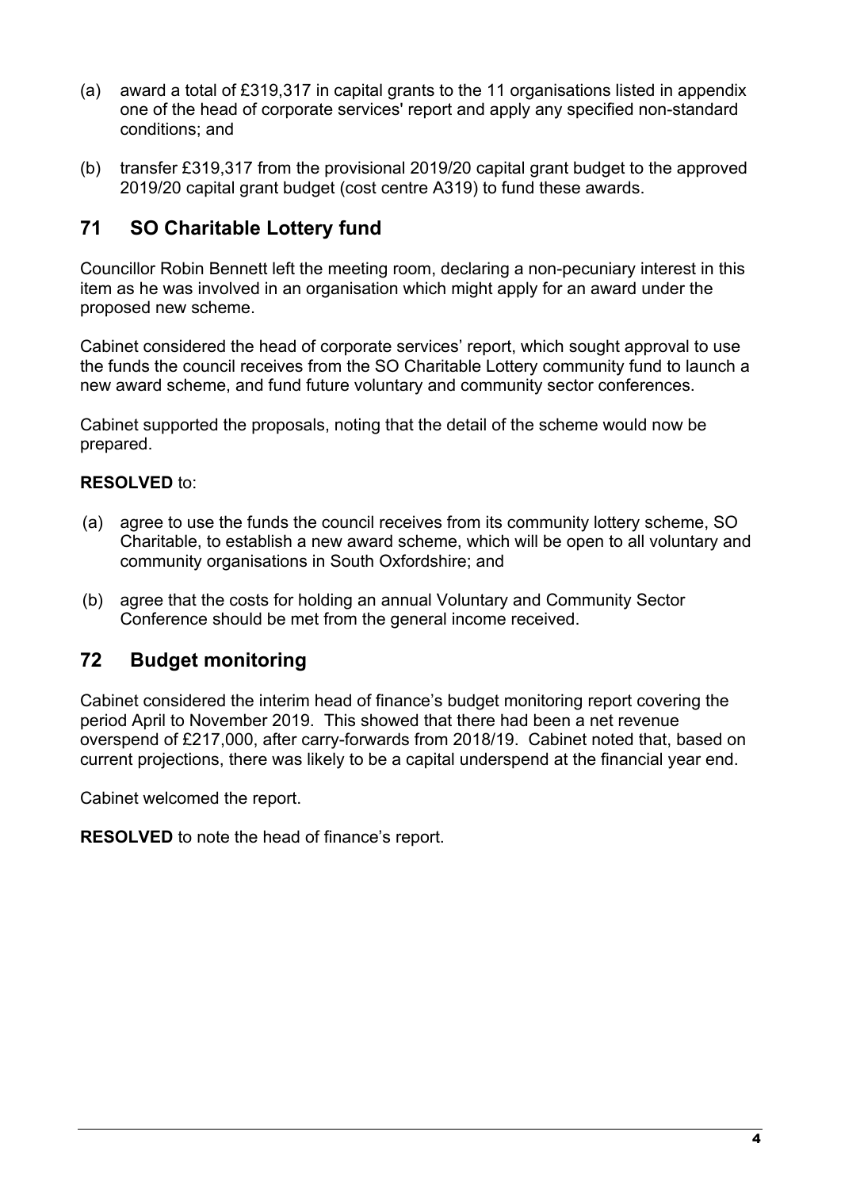(a) award a total of £319,317 in capital grants to the 11 organisations listed in appendix one of the head of corporate services' report and apply any specified non-standard conditions; and

(b) transfer £319,317 from the provisional 2019/20 capital grant budget to the approved 2019/20 capital grant budget (cost centre A319) to fund these awards.

## 71 SO Charitable Lottery fund

Councillor Robin Bennett left the meeting room, declaring a non-pecuniary interest in this item as he was involved in an organisation which might apply for an award under the proposed new scheme.

Cabinet considered the head of corporate services' report, which sought approval to use the funds the council receives from the SO Charitable Lottery community fund to launch a new award scheme, and fund future voluntary and community sector conferences.

Cabinet supported the proposals, noting that the detail of the scheme would now be prepared.

**RESOLVED** to:

(a) agree to use the funds the council receives from its community lottery scheme, SO Charitable, to establish a new award scheme, which will be open to all voluntary and community organisations in South Oxfordshire; and

(b) agree that the costs for holding an annual Voluntary and Community Sector Conference should be met from the general income received.

## 72 Budget monitoring

Cabinet considered the interim head of finance's budget monitoring report covering the period April to November 2019. This showed that there had been a net revenue overspend of £217,000, after carry-forwards from 2018/19. Cabinet noted that, based on current projections, there was likely to be a capital underspend at the financial year end.

Cabinet welcomed the report.

**RESOLVED** to note the head of finance's report.